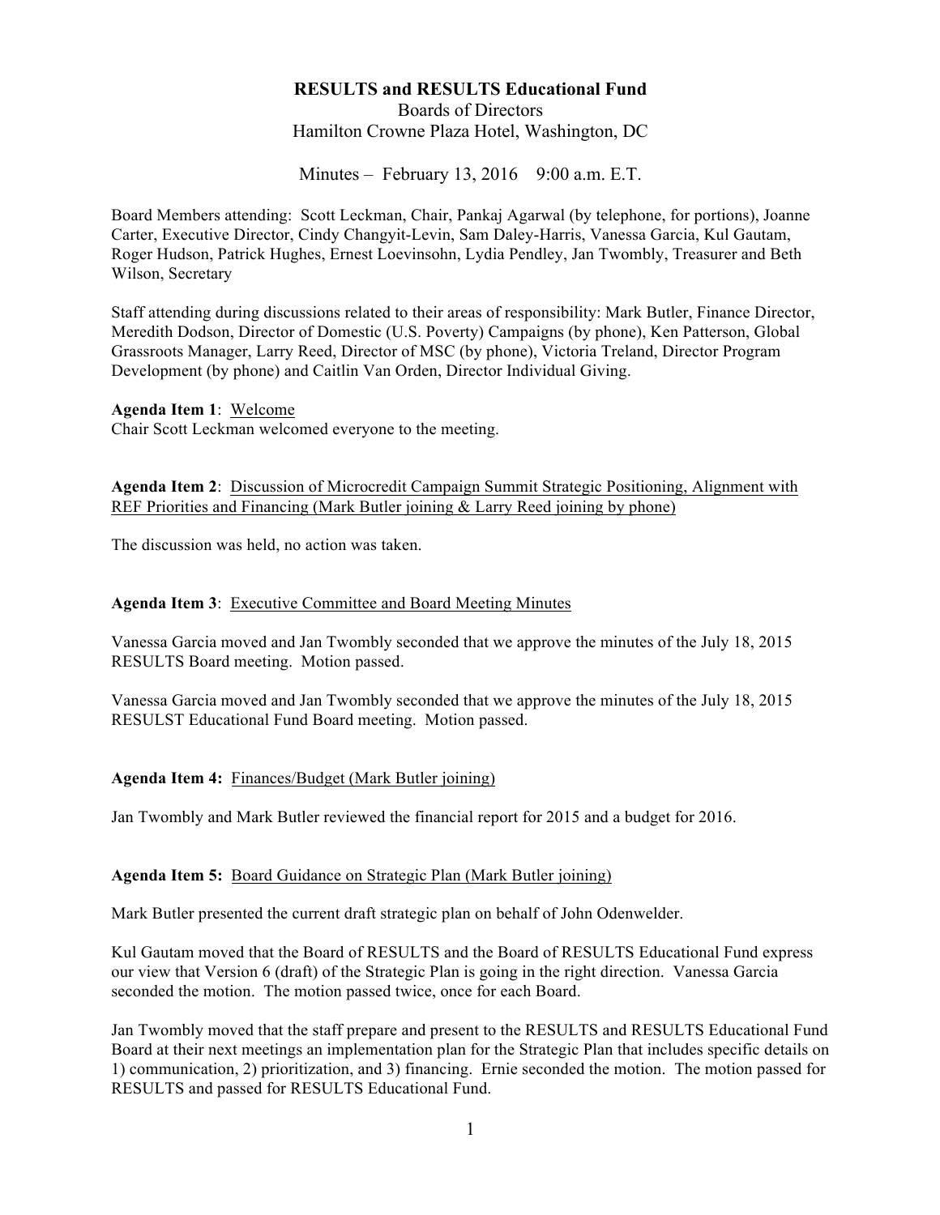# RESULTS and RESULTS Educational Fund

Boards of Directors
Hamilton Crowne Plaza Hotel, Washington, DC

Minutes – February 13, 2016 9:00 a.m. E.T.

Board Members attending: Scott Leckman, Chair, Pankaj Agarwal (by telephone, for portions), Joanne Carter, Executive Director, Cindy Changyit-Levin, Sam Daley-Harris, Vanessa Garcia, Kul Gautam, Roger Hudson, Patrick Hughes, Ernest Loevinsohn, Lydia Pendley, Jan Twombly, Treasurer and Beth Wilson, Secretary

Staff attending during discussions related to their areas of responsibility: Mark Butler, Finance Director, Meredith Dodson, Director of Domestic (U.S. Poverty) Campaigns (by phone), Ken Patterson, Global Grassroots Manager, Larry Reed, Director of MSC (by phone), Victoria Treland, Director Program Development (by phone) and Caitlin Van Orden, Director Individual Giving.

**Agenda Item 1**: Welcome

Chair Scott Leckman welcomed everyone to the meeting.

**Agenda Item 2**: Discussion of Microcredit Campaign Summit Strategic Positioning, Alignment with REF Priorities and Financing (Mark Butler joining & Larry Reed joining by phone)

The discussion was held, no action was taken.

**Agenda Item 3**: Executive Committee and Board Meeting Minutes

Vanessa Garcia moved and Jan Twombly seconded that we approve the minutes of the July 18, 2015 RESULTS Board meeting. Motion passed.

Vanessa Garcia moved and Jan Twombly seconded that we approve the minutes of the July 18, 2015 RESULST Educational Fund Board meeting. Motion passed.

**Agenda Item 4:** Finances/Budget (Mark Butler joining)

Jan Twombly and Mark Butler reviewed the financial report for 2015 and a budget for 2016.

**Agenda Item 5:** Board Guidance on Strategic Plan (Mark Butler joining)

Mark Butler presented the current draft strategic plan on behalf of John Odenwelder.

Kul Gautam moved that the Board of RESULTS and the Board of RESULTS Educational Fund express our view that Version 6 (draft) of the Strategic Plan is going in the right direction. Vanessa Garcia seconded the motion. The motion passed twice, once for each Board.

Jan Twombly moved that the staff prepare and present to the RESULTS and RESULTS Educational Fund Board at their next meetings an implementation plan for the Strategic Plan that includes specific details on 1) communication, 2) prioritization, and 3) financing. Ernie seconded the motion. The motion passed for RESULTS and passed for RESULTS Educational Fund.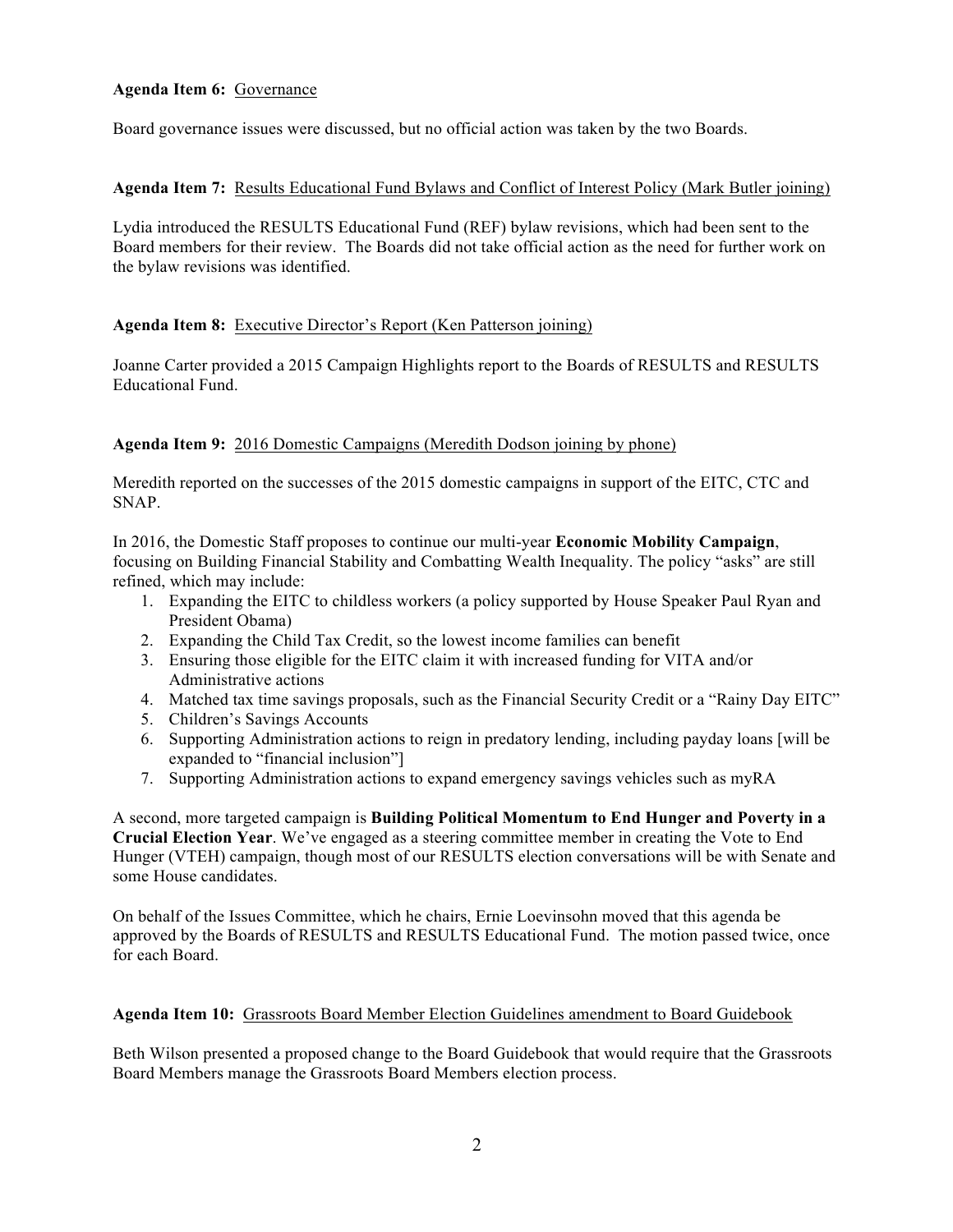**Agenda Item 6:** Governance

Board governance issues were discussed, but no official action was taken by the two Boards.

**Agenda Item 7:** Results Educational Fund Bylaws and Conflict of Interest Policy (Mark Butler joining)

Lydia introduced the RESULTS Educational Fund (REF) bylaw revisions, which had been sent to the Board members for their review. The Boards did not take official action as the need for further work on the bylaw revisions was identified.

**Agenda Item 8:** Executive Director's Report (Ken Patterson joining)

Joanne Carter provided a 2015 Campaign Highlights report to the Boards of RESULTS and RESULTS Educational Fund.

**Agenda Item 9:** 2016 Domestic Campaigns (Meredith Dodson joining by phone)

Meredith reported on the successes of the 2015 domestic campaigns in support of the EITC, CTC and SNAP.

In 2016, the Domestic Staff proposes to continue our multi-year **Economic Mobility Campaign**, focusing on Building Financial Stability and Combatting Wealth Inequality. The policy "asks" are still refined, which may include:

1. Expanding the EITC to childless workers (a policy supported by House Speaker Paul Ryan and President Obama)
2. Expanding the Child Tax Credit, so the lowest income families can benefit
3. Ensuring those eligible for the EITC claim it with increased funding for VITA and/or Administrative actions
4. Matched tax time savings proposals, such as the Financial Security Credit or a "Rainy Day EITC"
5. Children's Savings Accounts
6. Supporting Administration actions to reign in predatory lending, including payday loans [will be expanded to "financial inclusion"]
7. Supporting Administration actions to expand emergency savings vehicles such as myRA

A second, more targeted campaign is **Building Political Momentum to End Hunger and Poverty in a Crucial Election Year**. We've engaged as a steering committee member in creating the Vote to End Hunger (VTEH) campaign, though most of our RESULTS election conversations will be with Senate and some House candidates.

On behalf of the Issues Committee, which he chairs, Ernie Loevinsohn moved that this agenda be approved by the Boards of RESULTS and RESULTS Educational Fund. The motion passed twice, once for each Board.

**Agenda Item 10:** Grassroots Board Member Election Guidelines amendment to Board Guidebook

Beth Wilson presented a proposed change to the Board Guidebook that would require that the Grassroots Board Members manage the Grassroots Board Members election process.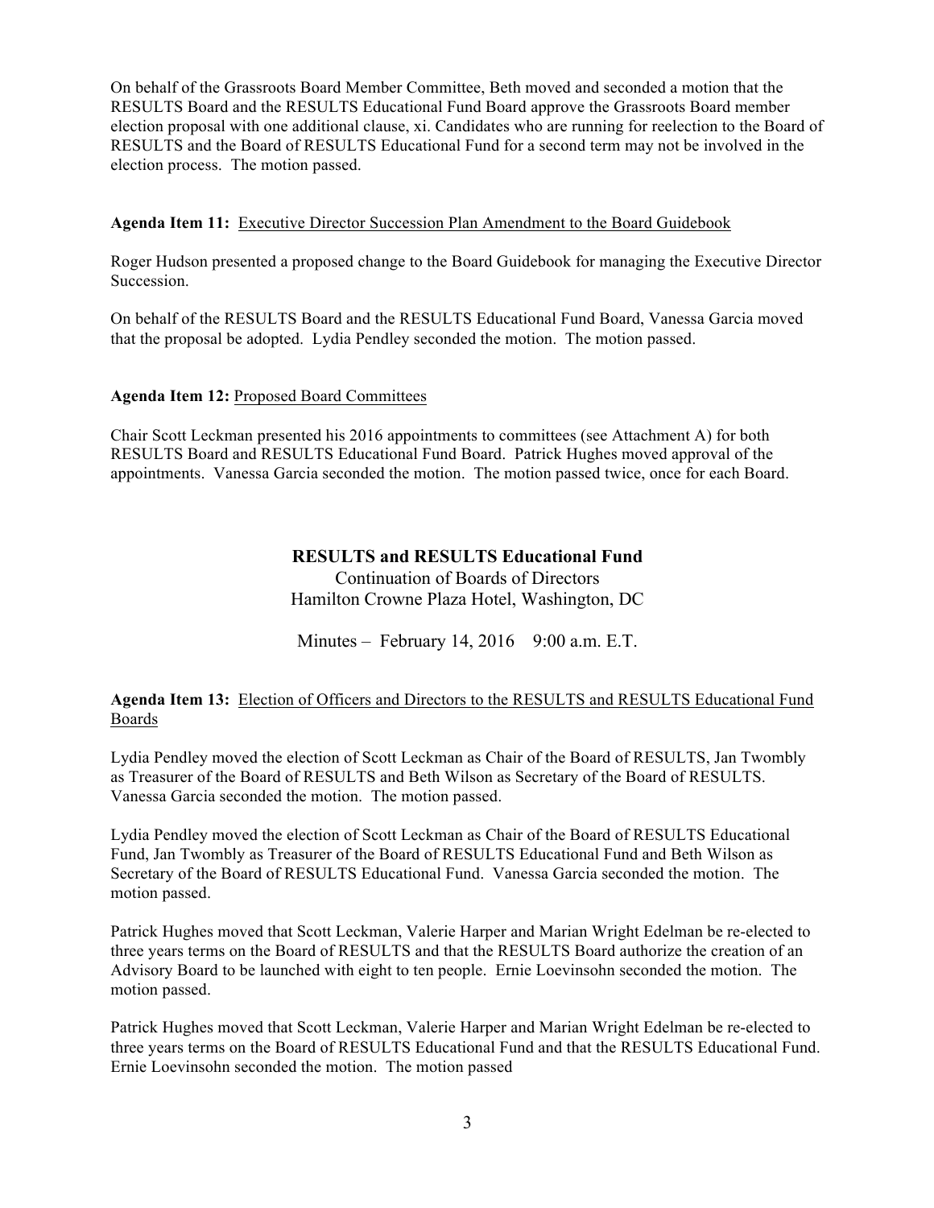On behalf of the Grassroots Board Member Committee, Beth moved and seconded a motion that the RESULTS Board and the RESULTS Educational Fund Board approve the Grassroots Board member election proposal with one additional clause, xi. Candidates who are running for reelection to the Board of RESULTS and the Board of RESULTS Educational Fund for a second term may not be involved in the election process. The motion passed.

**Agenda Item 11:** Executive Director Succession Plan Amendment to the Board Guidebook

Roger Hudson presented a proposed change to the Board Guidebook for managing the Executive Director Succession.

On behalf of the RESULTS Board and the RESULTS Educational Fund Board, Vanessa Garcia moved that the proposal be adopted. Lydia Pendley seconded the motion. The motion passed.

**Agenda Item 12:** Proposed Board Committees

Chair Scott Leckman presented his 2016 appointments to committees (see Attachment A) for both RESULTS Board and RESULTS Educational Fund Board. Patrick Hughes moved approval of the appointments. Vanessa Garcia seconded the motion. The motion passed twice, once for each Board.

**RESULTS and RESULTS Educational Fund**

Continuation of Boards of Directors

Hamilton Crowne Plaza Hotel, Washington, DC

Minutes – February 14, 2016 9:00 a.m. E.T.

**Agenda Item 13:** Election of Officers and Directors to the RESULTS and RESULTS Educational Fund Boards

Lydia Pendley moved the election of Scott Leckman as Chair of the Board of RESULTS, Jan Twombly as Treasurer of the Board of RESULTS and Beth Wilson as Secretary of the Board of RESULTS. Vanessa Garcia seconded the motion. The motion passed.

Lydia Pendley moved the election of Scott Leckman as Chair of the Board of RESULTS Educational Fund, Jan Twombly as Treasurer of the Board of RESULTS Educational Fund and Beth Wilson as Secretary of the Board of RESULTS Educational Fund. Vanessa Garcia seconded the motion. The motion passed.

Patrick Hughes moved that Scott Leckman, Valerie Harper and Marian Wright Edelman be re-elected to three years terms on the Board of RESULTS and that the RESULTS Board authorize the creation of an Advisory Board to be launched with eight to ten people. Ernie Loevinsohn seconded the motion. The motion passed.

Patrick Hughes moved that Scott Leckman, Valerie Harper and Marian Wright Edelman be re-elected to three years terms on the Board of RESULTS Educational Fund and that the RESULTS Educational Fund. Ernie Loevinsohn seconded the motion. The motion passed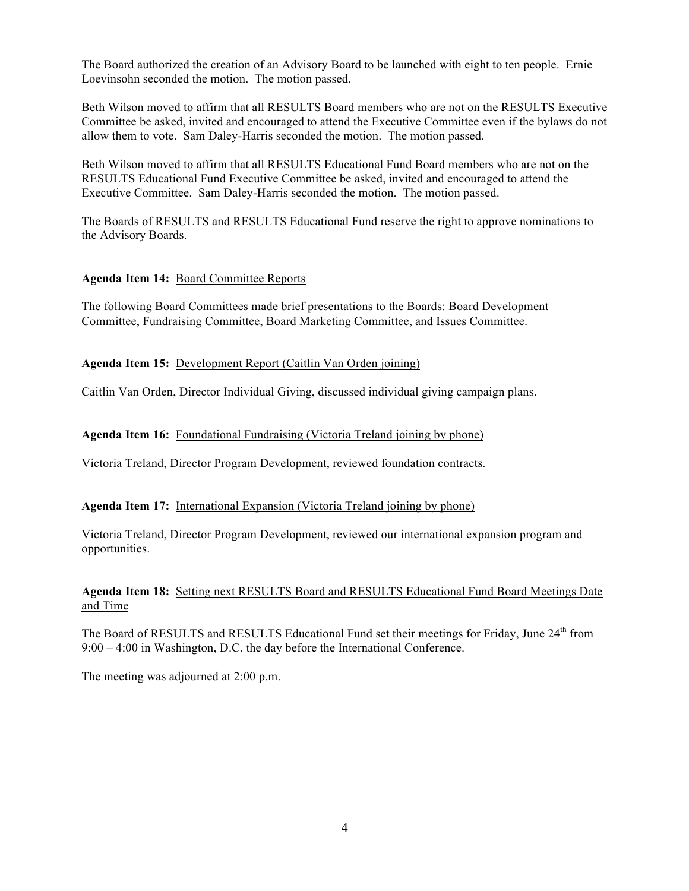The Board authorized the creation of an Advisory Board to be launched with eight to ten people. Ernie Loevinsohn seconded the motion. The motion passed.

Beth Wilson moved to affirm that all RESULTS Board members who are not on the RESULTS Executive Committee be asked, invited and encouraged to attend the Executive Committee even if the bylaws do not allow them to vote. Sam Daley-Harris seconded the motion. The motion passed.

Beth Wilson moved to affirm that all RESULTS Educational Fund Board members who are not on the RESULTS Educational Fund Executive Committee be asked, invited and encouraged to attend the Executive Committee. Sam Daley-Harris seconded the motion. The motion passed.

The Boards of RESULTS and RESULTS Educational Fund reserve the right to approve nominations to the Advisory Boards.

**Agenda Item 14:** <u>Board Committee Reports</u>

The following Board Committees made brief presentations to the Boards: Board Development Committee, Fundraising Committee, Board Marketing Committee, and Issues Committee.

**Agenda Item 15:** <u>Development Report (Caitlin Van Orden joining)</u>

Caitlin Van Orden, Director Individual Giving, discussed individual giving campaign plans.

**Agenda Item 16:** <u>Foundational Fundraising (Victoria Treland joining by phone)</u>

Victoria Treland, Director Program Development, reviewed foundation contracts.

**Agenda Item 17:** <u>International Expansion (Victoria Treland joining by phone)</u>

Victoria Treland, Director Program Development, reviewed our international expansion program and opportunities.

**Agenda Item 18:** <u>Setting next RESULTS Board and RESULTS Educational Fund Board Meetings Date and Time</u>

The Board of RESULTS and RESULTS Educational Fund set their meetings for Friday, June 24th from 9:00 – 4:00 in Washington, D.C. the day before the International Conference.

The meeting was adjourned at 2:00 p.m.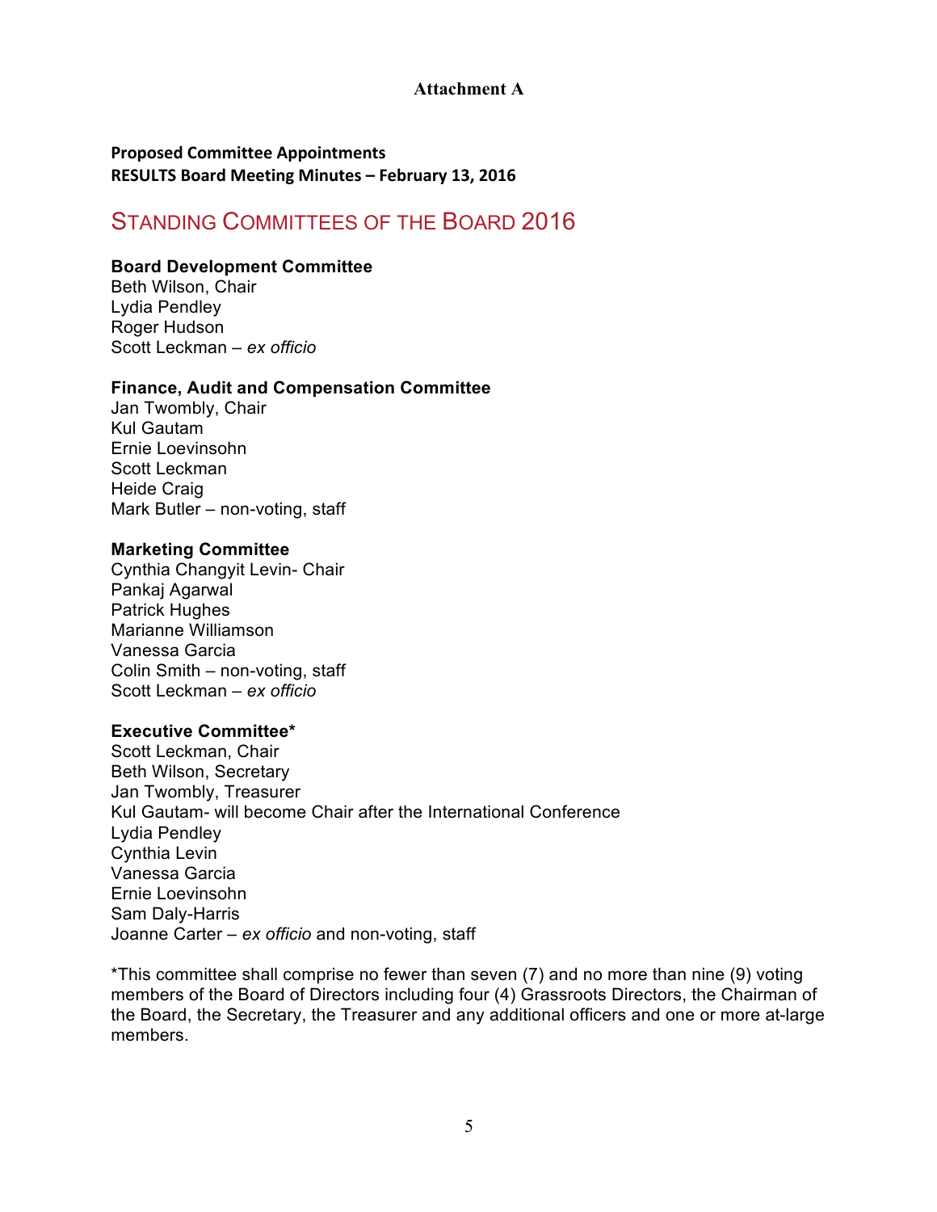**Attachment A**

**Proposed Committee Appointments**
**RESULTS Board Meeting Minutes – February 13, 2016**

## STANDING COMMITTEES OF THE BOARD 2016

**Board Development Committee**
Beth Wilson, Chair
Lydia Pendley
Roger Hudson
Scott Leckman – *ex officio*

**Finance, Audit and Compensation Committee**
Jan Twombly, Chair
Kul Gautam
Ernie Loevinsohn
Scott Leckman
Heide Craig
Mark Butler – non-voting, staff

**Marketing Committee**
Cynthia Changyit Levin- Chair
Pankaj Agarwal
Patrick Hughes
Marianne Williamson
Vanessa Garcia
Colin Smith – non-voting, staff
Scott Leckman – *ex officio*

**Executive Committee***
Scott Leckman, Chair
Beth Wilson, Secretary
Jan Twombly, Treasurer
Kul Gautam- will become Chair after the International Conference
Lydia Pendley
Cynthia Levin
Vanessa Garcia
Ernie Loevinsohn
Sam Daly-Harris
Joanne Carter – *ex officio* and non-voting, staff

*This committee shall comprise no fewer than seven (7) and no more than nine (9) voting members of the Board of Directors including four (4) Grassroots Directors, the Chairman of the Board, the Secretary, the Treasurer and any additional officers and one or more at-large members.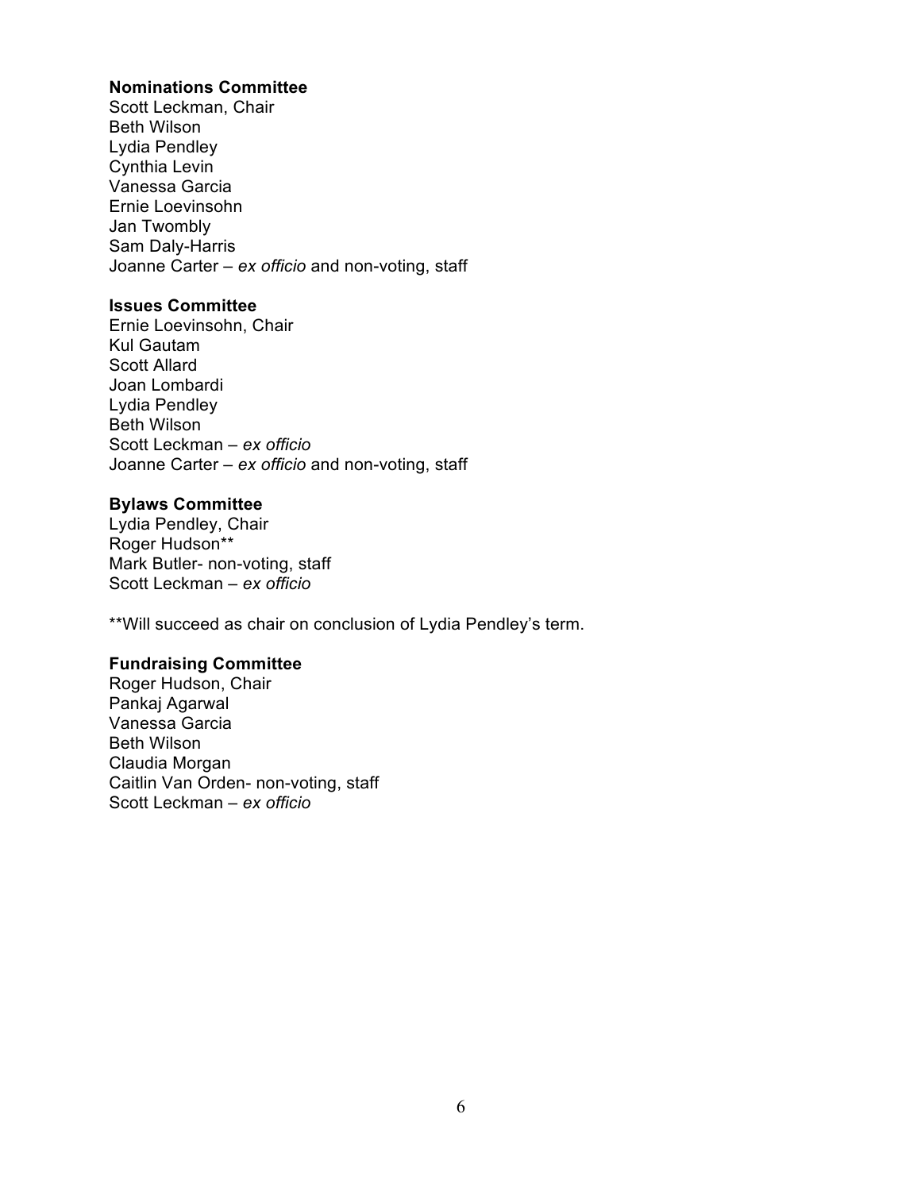**Nominations Committee**
Scott Leckman, Chair
Beth Wilson
Lydia Pendley
Cynthia Levin
Vanessa Garcia
Ernie Loevinsohn
Jan Twombly
Sam Daly-Harris
Joanne Carter – *ex officio* and non-voting, staff

**Issues Committee**
Ernie Loevinsohn, Chair
Kul Gautam
Scott Allard
Joan Lombardi
Lydia Pendley
Beth Wilson
Scott Leckman – *ex officio*
Joanne Carter – *ex officio* and non-voting, staff

**Bylaws Committee**
Lydia Pendley, Chair
Roger Hudson**
Mark Butler- non-voting, staff
Scott Leckman – *ex officio*

**Will succeed as chair on conclusion of Lydia Pendley's term.

**Fundraising Committee**
Roger Hudson, Chair
Pankaj Agarwal
Vanessa Garcia
Beth Wilson
Claudia Morgan
Caitlin Van Orden- non-voting, staff
Scott Leckman – *ex officio*